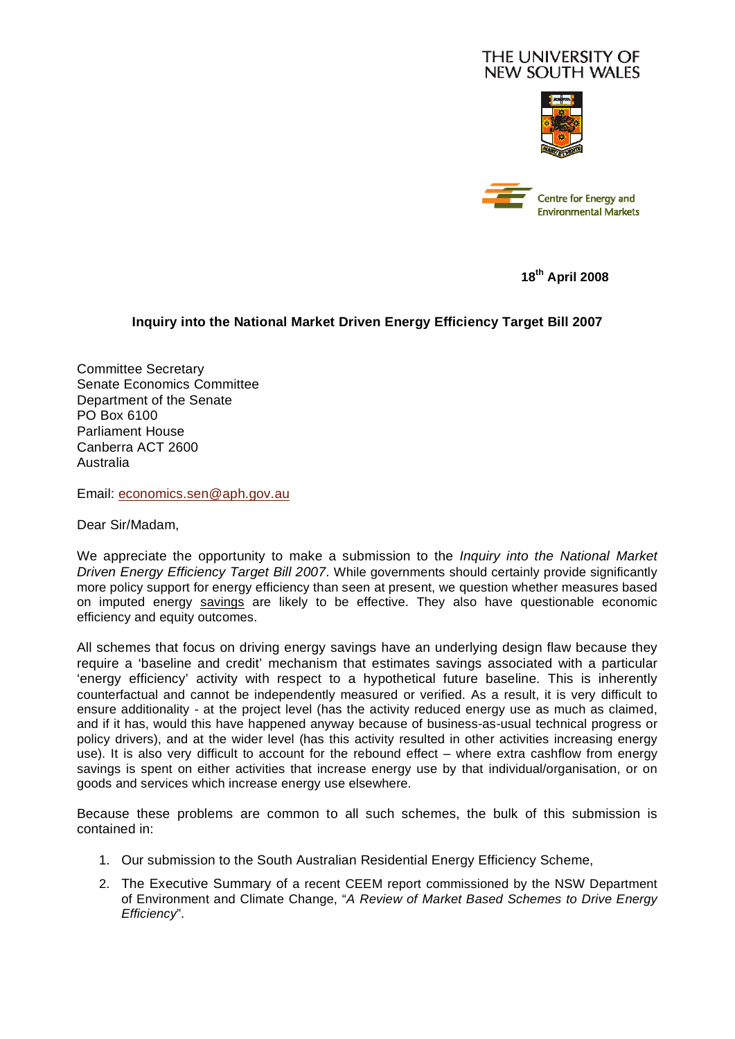THE UNIVERSITY OF NEW SOUTH WALES

Centre for Energy and Environmental Markets

**18th April 2008**

**Inquiry into the National Market Driven Energy Efficiency Target Bill 2007**

Committee Secretary
Senate Economics Committee
Department of the Senate
PO Box 6100
Parliament House
Canberra ACT 2600
Australia

Email: economics.sen@aph.gov.au

Dear Sir/Madam,

We appreciate the opportunity to make a submission to the *Inquiry into the National Market Driven Energy Efficiency Target Bill 2007*. While governments should certainly provide significantly more policy support for energy efficiency than seen at present, we question whether measures based on imputed energy savings are likely to be effective. They also have questionable economic efficiency and equity outcomes.

All schemes that focus on driving energy savings have an underlying design flaw because they require a 'baseline and credit' mechanism that estimates savings associated with a particular 'energy efficiency' activity with respect to a hypothetical future baseline. This is inherently counterfactual and cannot be independently measured or verified. As a result, it is very difficult to ensure additionality - at the project level (has the activity reduced energy use as much as claimed, and if it has, would this have happened anyway because of business-as-usual technical progress or policy drivers), and at the wider level (has this activity resulted in other activities increasing energy use). It is also very difficult to account for the rebound effect – where extra cashflow from energy savings is spent on either activities that increase energy use by that individual/organisation, or on goods and services which increase energy use elsewhere.

Because these problems are common to all such schemes, the bulk of this submission is contained in:

1. Our submission to the South Australian Residential Energy Efficiency Scheme,
2. The Executive Summary of a recent CEEM report commissioned by the NSW Department of Environment and Climate Change, "*A Review of Market Based Schemes to Drive Energy Efficiency*".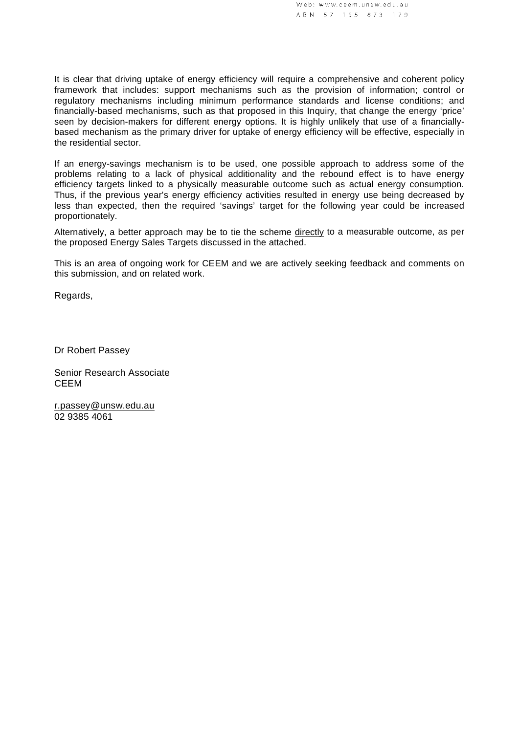It is clear that driving uptake of energy efficiency will require a comprehensive and coherent policy framework that includes: support mechanisms such as the provision of information; control or regulatory mechanisms including minimum performance standards and license conditions; and financially-based mechanisms, such as that proposed in this Inquiry, that change the energy 'price' seen by decision-makers for different energy options. It is highly unlikely that use of a financially-based mechanism as the primary driver for uptake of energy efficiency will be effective, especially in the residential sector.

If an energy-savings mechanism is to be used, one possible approach to address some of the problems relating to a lack of physical additionality and the rebound effect is to have energy efficiency targets linked to a physically measurable outcome such as actual energy consumption. Thus, if the previous year's energy efficiency activities resulted in energy use being decreased by less than expected, then the required 'savings' target for the following year could be increased proportionately.

Alternatively, a better approach may be to tie the scheme directly to a measurable outcome, as per the proposed Energy Sales Targets discussed in the attached.

This is an area of ongoing work for CEEM and we are actively seeking feedback and comments on this submission, and on related work.

Regards,

Dr Robert Passey

Senior Research Associate
CEEM

r.passey@unsw.edu.au
02 9385 4061